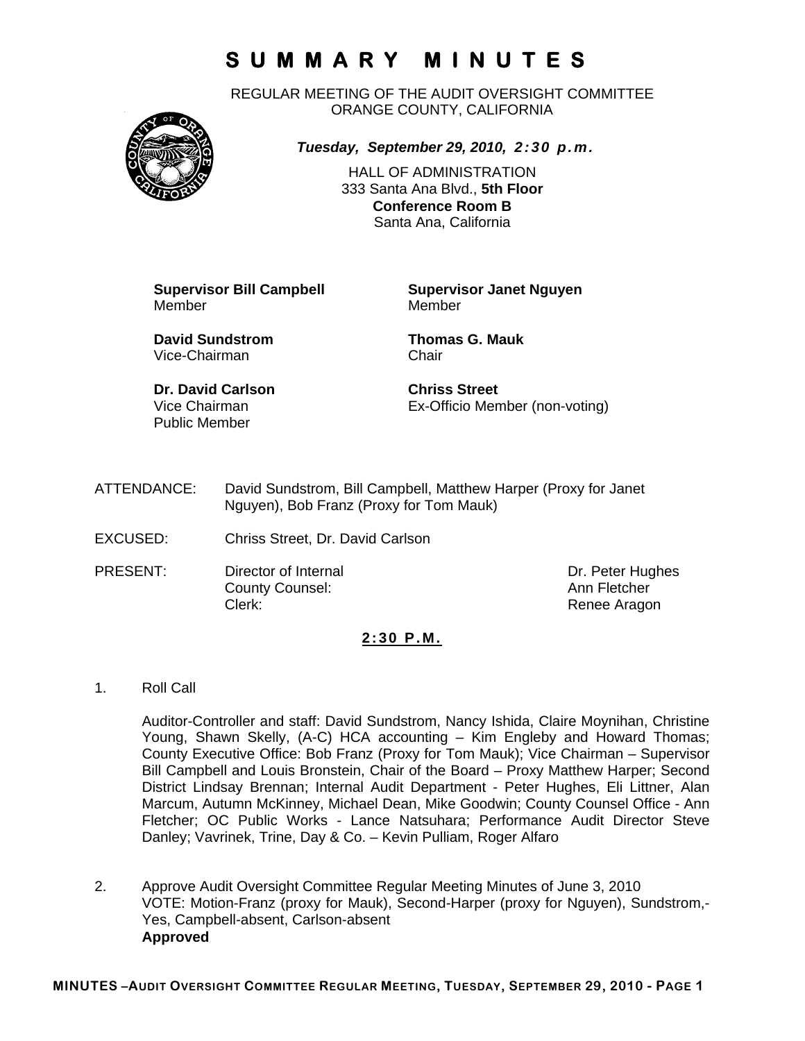# S U M M A R Y   M I N U T E S

REGULAR MEETING OF THE AUDIT OVERSIGHT COMMITTEE
ORANGE COUNTY, CALIFORNIA

***Tuesday, September 29, 2010, 2:30 p.m.***

HALL OF ADMINISTRATION
333 Santa Ana Blvd., **5th Floor**
**Conference Room B**
Santa Ana, California

**Supervisor Bill Campbell**
Member

**Supervisor Janet Nguyen**
Member

**David Sundstrom**
Vice-Chairman

**Thomas G. Mauk**
Chair

**Dr. David Carlson**
Vice Chairman
Public Member

**Chriss Street**
Ex-Officio Member (non-voting)

ATTENDANCE: David Sundstrom, Bill Campbell, Matthew Harper (Proxy for Janet Nguyen), Bob Franz (Proxy for Tom Mauk)

EXCUSED: Chriss Street, Dr. David Carlson

| PRESENT: | | |
|---|---|---|
| | Director of Internal | Dr. Peter Hughes |
| | County Counsel: | Ann Fletcher |
| | Clerk: | Renee Aragon |

**2:30 P.M.**

1. Roll Call

   Auditor-Controller and staff: David Sundstrom, Nancy Ishida, Claire Moynihan, Christine Young, Shawn Skelly, (A-C) HCA accounting – Kim Engleby and Howard Thomas; County Executive Office: Bob Franz (Proxy for Tom Mauk); Vice Chairman – Supervisor Bill Campbell and Louis Bronstein, Chair of the Board – Proxy Matthew Harper; Second District Lindsay Brennan; Internal Audit Department - Peter Hughes, Eli Littner, Alan Marcum, Autumn McKinney, Michael Dean, Mike Goodwin; County Counsel Office - Ann Fletcher; OC Public Works - Lance Natsuhara; Performance Audit Director Steve Danley; Vavrinek, Trine, Day & Co. – Kevin Pulliam, Roger Alfaro

2. Approve Audit Oversight Committee Regular Meeting Minutes of June 3, 2010
   VOTE: Motion-Franz (proxy for Mauk), Second-Harper (proxy for Nguyen), Sundstrom,-Yes, Campbell-absent, Carlson-absent
   **Approved**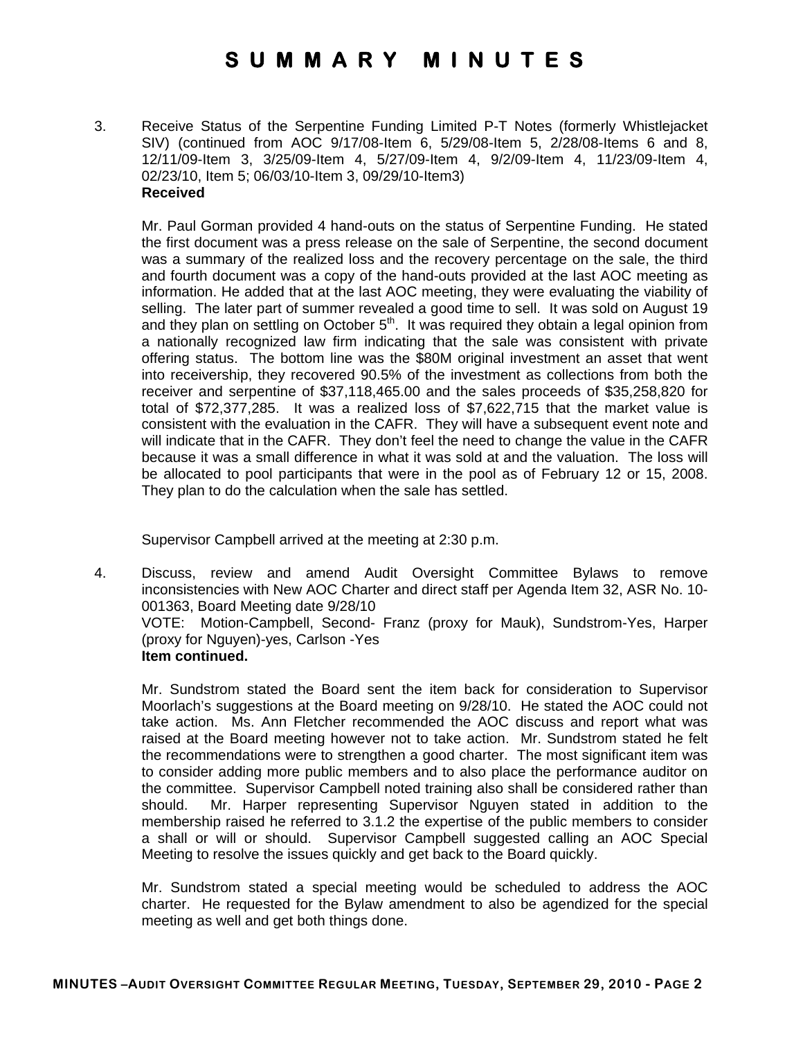# SUMMARY MINUTES

3. Receive Status of the Serpentine Funding Limited P-T Notes (formerly Whistlejacket SIV) (continued from AOC 9/17/08-Item 6, 5/29/08-Item 5, 2/28/08-Items 6 and 8, 12/11/09-Item 3, 3/25/09-Item 4, 5/27/09-Item 4, 9/2/09-Item 4, 11/23/09-Item 4, 02/23/10, Item 5; 06/03/10-Item 3, 09/29/10-Item3)
   **Received**

   Mr. Paul Gorman provided 4 hand-outs on the status of Serpentine Funding. He stated the first document was a press release on the sale of Serpentine, the second document was a summary of the realized loss and the recovery percentage on the sale, the third and fourth document was a copy of the hand-outs provided at the last AOC meeting as information. He added that at the last AOC meeting, they were evaluating the viability of selling. The later part of summer revealed a good time to sell. It was sold on August 19 and they plan on settling on October 5th. It was required they obtain a legal opinion from a nationally recognized law firm indicating that the sale was consistent with private offering status. The bottom line was the $80M original investment an asset that went into receivership, they recovered 90.5% of the investment as collections from both the receiver and serpentine of $37,118,465.00 and the sales proceeds of $35,258,820 for total of $72,377,285. It was a realized loss of $7,622,715 that the market value is consistent with the evaluation in the CAFR. They will have a subsequent event note and will indicate that in the CAFR. They don't feel the need to change the value in the CAFR because it was a small difference in what it was sold at and the valuation. The loss will be allocated to pool participants that were in the pool as of February 12 or 15, 2008. They plan to do the calculation when the sale has settled.

   Supervisor Campbell arrived at the meeting at 2:30 p.m.

4. Discuss, review and amend Audit Oversight Committee Bylaws to remove inconsistencies with New AOC Charter and direct staff per Agenda Item 32, ASR No. 10-001363, Board Meeting date 9/28/10
   VOTE: Motion-Campbell, Second- Franz (proxy for Mauk), Sundstrom-Yes, Harper (proxy for Nguyen)-yes, Carlson -Yes
   **Item continued.**

   Mr. Sundstrom stated the Board sent the item back for consideration to Supervisor Moorlach's suggestions at the Board meeting on 9/28/10. He stated the AOC could not take action. Ms. Ann Fletcher recommended the AOC discuss and report what was raised at the Board meeting however not to take action. Mr. Sundstrom stated he felt the recommendations were to strengthen a good charter. The most significant item was to consider adding more public members and to also place the performance auditor on the committee. Supervisor Campbell noted training also shall be considered rather than should. Mr. Harper representing Supervisor Nguyen stated in addition to the membership raised he referred to 3.1.2 the expertise of the public members to consider a shall or will or should. Supervisor Campbell suggested calling an AOC Special Meeting to resolve the issues quickly and get back to the Board quickly.

   Mr. Sundstrom stated a special meeting would be scheduled to address the AOC charter. He requested for the Bylaw amendment to also be agendized for the special meeting as well and get both things done.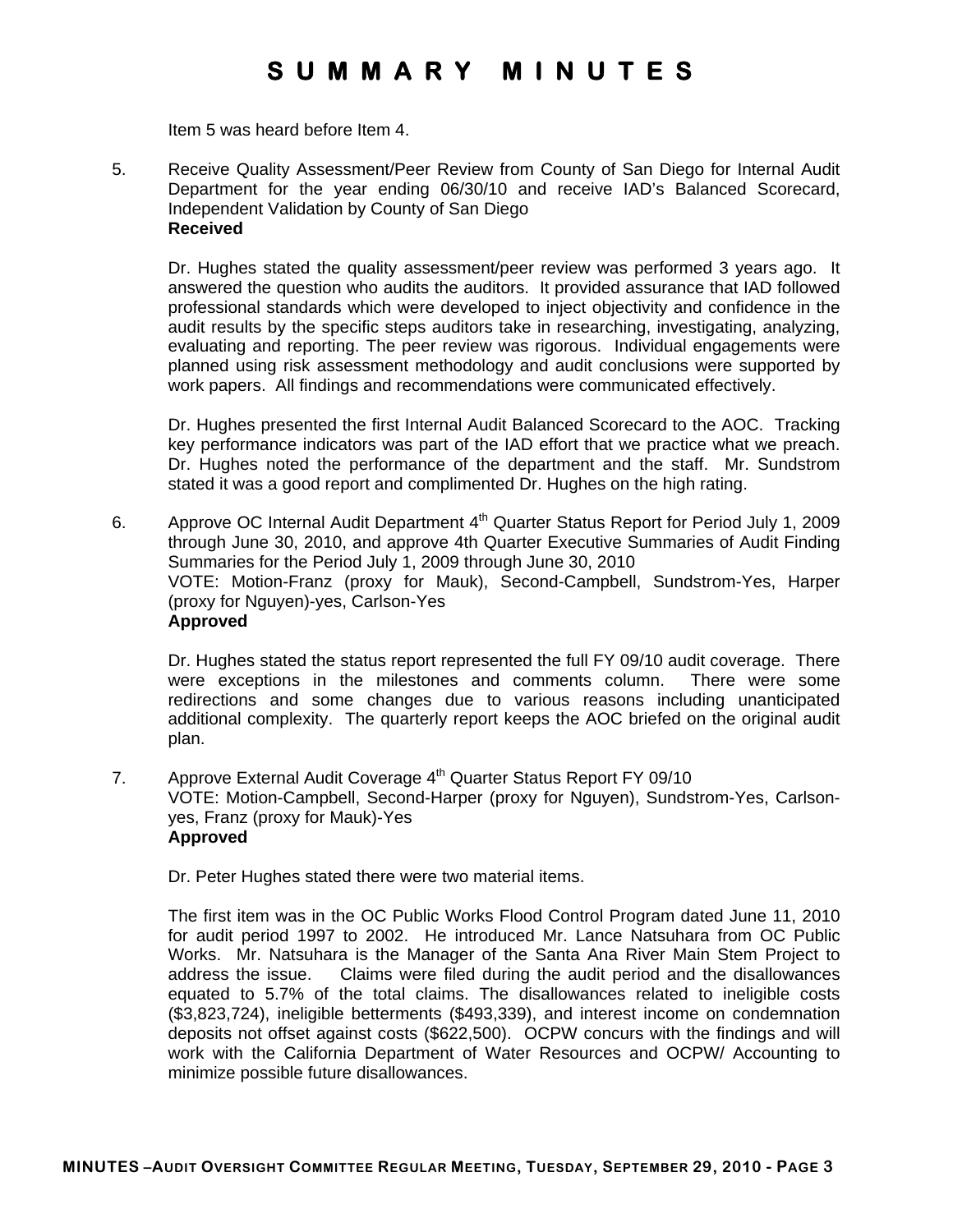# SUMMARY MINUTES

Item 5 was heard before Item 4.

5. Receive Quality Assessment/Peer Review from County of San Diego for Internal Audit Department for the year ending 06/30/10 and receive IAD's Balanced Scorecard, Independent Validation by County of San Diego
   **Received**

   Dr. Hughes stated the quality assessment/peer review was performed 3 years ago. It answered the question who audits the auditors. It provided assurance that IAD followed professional standards which were developed to inject objectivity and confidence in the audit results by the specific steps auditors take in researching, investigating, analyzing, evaluating and reporting. The peer review was rigorous. Individual engagements were planned using risk assessment methodology and audit conclusions were supported by work papers. All findings and recommendations were communicated effectively.

   Dr. Hughes presented the first Internal Audit Balanced Scorecard to the AOC. Tracking key performance indicators was part of the IAD effort that we practice what we preach. Dr. Hughes noted the performance of the department and the staff. Mr. Sundstrom stated it was a good report and complimented Dr. Hughes on the high rating.

6. Approve OC Internal Audit Department 4th Quarter Status Report for Period July 1, 2009 through June 30, 2010, and approve 4th Quarter Executive Summaries of Audit Finding Summaries for the Period July 1, 2009 through June 30, 2010
   VOTE: Motion-Franz (proxy for Mauk), Second-Campbell, Sundstrom-Yes, Harper (proxy for Nguyen)-yes, Carlson-Yes
   **Approved**

   Dr. Hughes stated the status report represented the full FY 09/10 audit coverage. There were exceptions in the milestones and comments column. There were some redirections and some changes due to various reasons including unanticipated additional complexity. The quarterly report keeps the AOC briefed on the original audit plan.

7. Approve External Audit Coverage 4th Quarter Status Report FY 09/10
   VOTE: Motion-Campbell, Second-Harper (proxy for Nguyen), Sundstrom-Yes, Carlson-yes, Franz (proxy for Mauk)-Yes
   **Approved**

   Dr. Peter Hughes stated there were two material items.

   The first item was in the OC Public Works Flood Control Program dated June 11, 2010 for audit period 1997 to 2002. He introduced Mr. Lance Natsuhara from OC Public Works. Mr. Natsuhara is the Manager of the Santa Ana River Main Stem Project to address the issue. Claims were filed during the audit period and the disallowances equated to 5.7% of the total claims. The disallowances related to ineligible costs ($3,823,724), ineligible betterments ($493,339), and interest income on condemnation deposits not offset against costs ($622,500). OCPW concurs with the findings and will work with the California Department of Water Resources and OCPW/ Accounting to minimize possible future disallowances.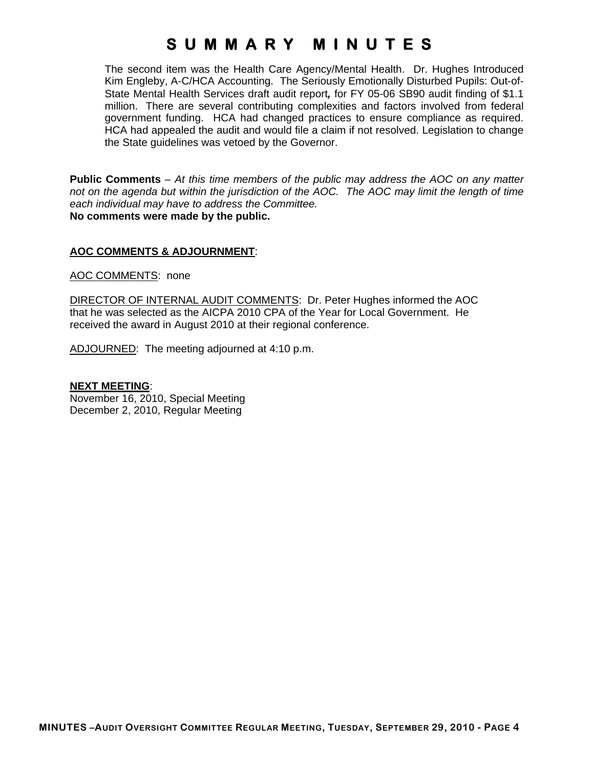# SUMMARY MINUTES

The second item was the Health Care Agency/Mental Health. Dr. Hughes Introduced Kim Engleby, A-C/HCA Accounting. The Seriously Emotionally Disturbed Pupils: Out-of-State Mental Health Services draft audit report*,* for FY 05-06 SB90 audit finding of $1.1 million. There are several contributing complexities and factors involved from federal government funding. HCA had changed practices to ensure compliance as required. HCA had appealed the audit and would file a claim if not resolved. Legislation to change the State guidelines was vetoed by the Governor.

**Public Comments** – *At this time members of the public may address the AOC on any matter not on the agenda but within the jurisdiction of the AOC. The AOC may limit the length of time each individual may have to address the Committee.*
**No comments were made by the public.**

**AOC COMMENTS & ADJOURNMENT**:

AOC COMMENTS: none

DIRECTOR OF INTERNAL AUDIT COMMENTS: Dr. Peter Hughes informed the AOC that he was selected as the AICPA 2010 CPA of the Year for Local Government. He received the award in August 2010 at their regional conference.

ADJOURNED: The meeting adjourned at 4:10 p.m.

**NEXT MEETING**:
November 16, 2010, Special Meeting
December 2, 2010, Regular Meeting